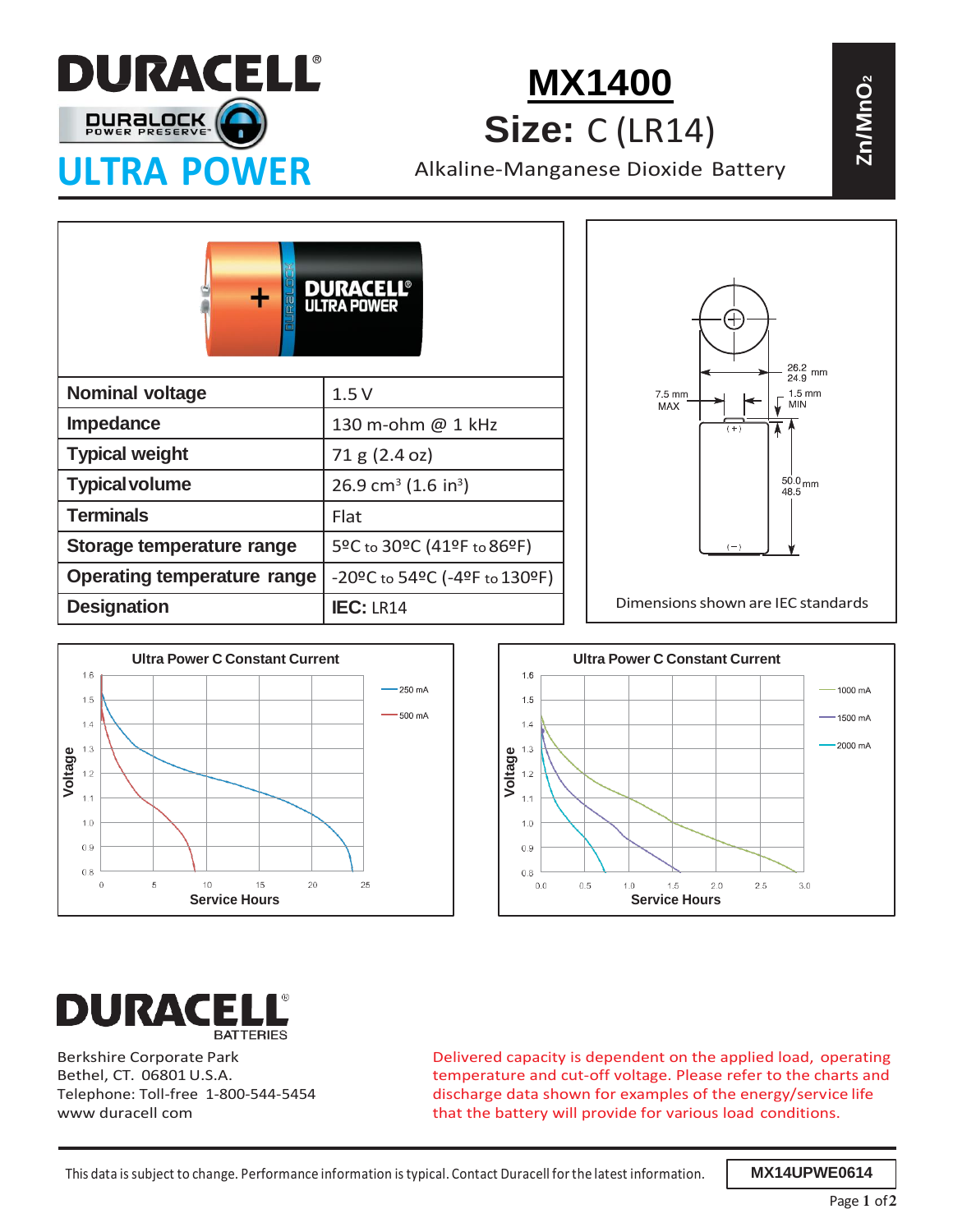# DURACELL

DURALOCK POWER PRESERVE™

## ULTRA POWER

# MX1400

## Size: C (LR14)

Alkaline-Manganese Dioxide Battery

$Zn/MnO_2$

| Nominal voltage | 1.5 V |
|---|---|
| Impedance | 130 m-ohm @ 1 kHz |
| Typical weight | 71 g (2.4 oz) |
| Typical volume | 26.9 cm³ (1.6 in³) |
| Terminals | Flat |
| Storage temperature range | 5ºC to 30ºC (41ºF to 86ºF) |
| Operating temperature range | -20ºC to 54ºC (-4ºF to 130ºF) |
| Designation | **IEC:** LR14 |

Dimensions: 26.2 / 24.9 mm diameter; 7.5 mm MAX; 1.5 mm MIN; 50.0 / 48.5 mm height

Dimensions shown are IEC standards

**Ultra Power C Constant Current** (Voltage vs. Service Hours; 250 mA, 500 mA)

**Ultra Power C Constant Current** (Voltage vs. Service Hours; 1000 mA, 1500 mA, 2000 mA)

**DURACELL** BATTERIES

Berkshire Corporate Park
Bethel, CT. 06801 U.S.A.
Telephone: Toll-free 1-800-544-5454
www duracell com

Delivered capacity is dependent on the applied load, operating temperature and cut-off voltage. Please refer to the charts and discharge data shown for examples of the energy/service life that the battery will provide for various load conditions.

This data is subject to change. Performance information is typical. Contact Duracell for the latest information.

MX14UPWE0614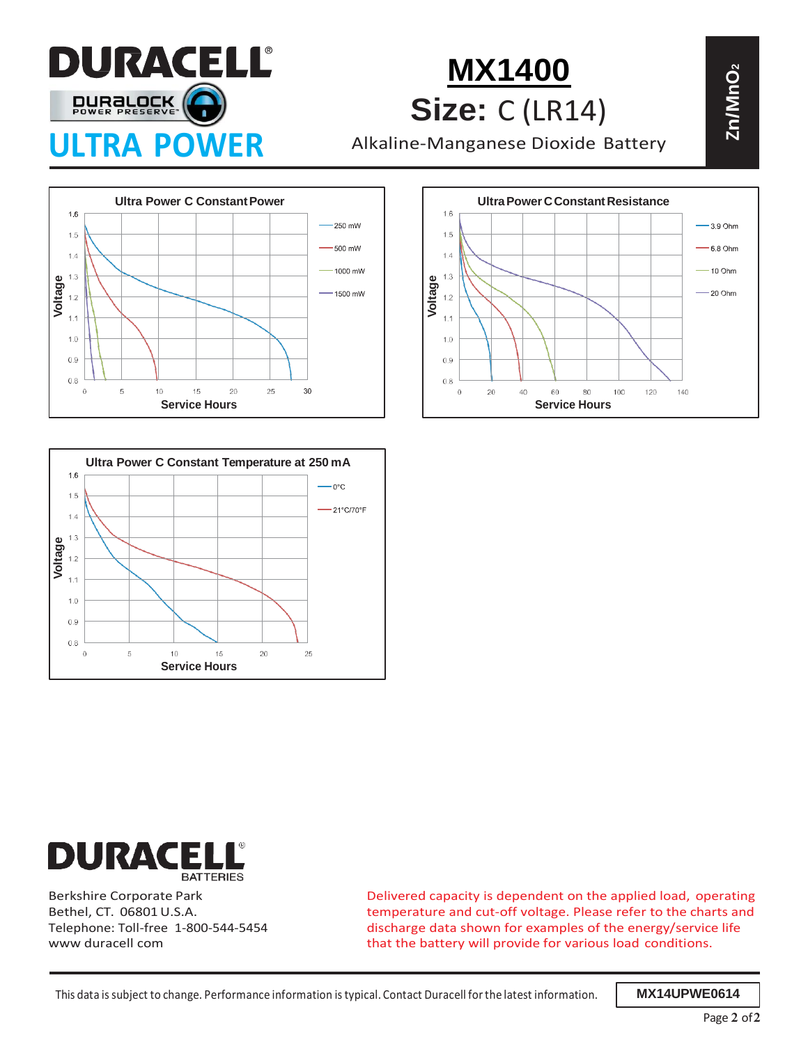DURACELL®

DURALOCK POWER PRESERVE™

ULTRA POWER

# MX1400

## Size: C (LR14)

Alkaline-Manganese Dioxide Battery

$Zn/MnO_2$

**Ultra Power C Constant Power**

Voltage

1.6
1.5
1.4
1.3
1.2
1.1
1.0
0.9
0.8

0 5 10 15 20 25 30

Service Hours

250 mW
500 mW
1000 mW
1500 mW

**Ultra Power C Constant Resistance**

Voltage

1.6
1.5
1.4
1.3
1.2
1.1
1.0
0.9
0.8

0 20 40 60 80 100 120 140

Service Hours

3.9 Ohm
6.8 Ohm
10 Ohm
20 Ohm

**Ultra Power C Constant Temperature at 250 mA**

Voltage

1.6
1.5
1.4
1.3
1.2
1.1
1.0
0.9
0.8

0 5 10 15 20 25

Service Hours

0°C
21°C/70°F

DURACELL® BATTERIES

Berkshire Corporate Park
Bethel, CT. 06801 U.S.A.
Telephone: Toll-free 1-800-544-5454
www duracell com

Delivered capacity is dependent on the applied load, operating temperature and cut-off voltage. Please refer to the charts and discharge data shown for examples of the energy/service life that the battery will provide for various load conditions.

This data is subject to change. Performance information is typical. Contact Duracell for the latest information.

**MX14UPWE0614**